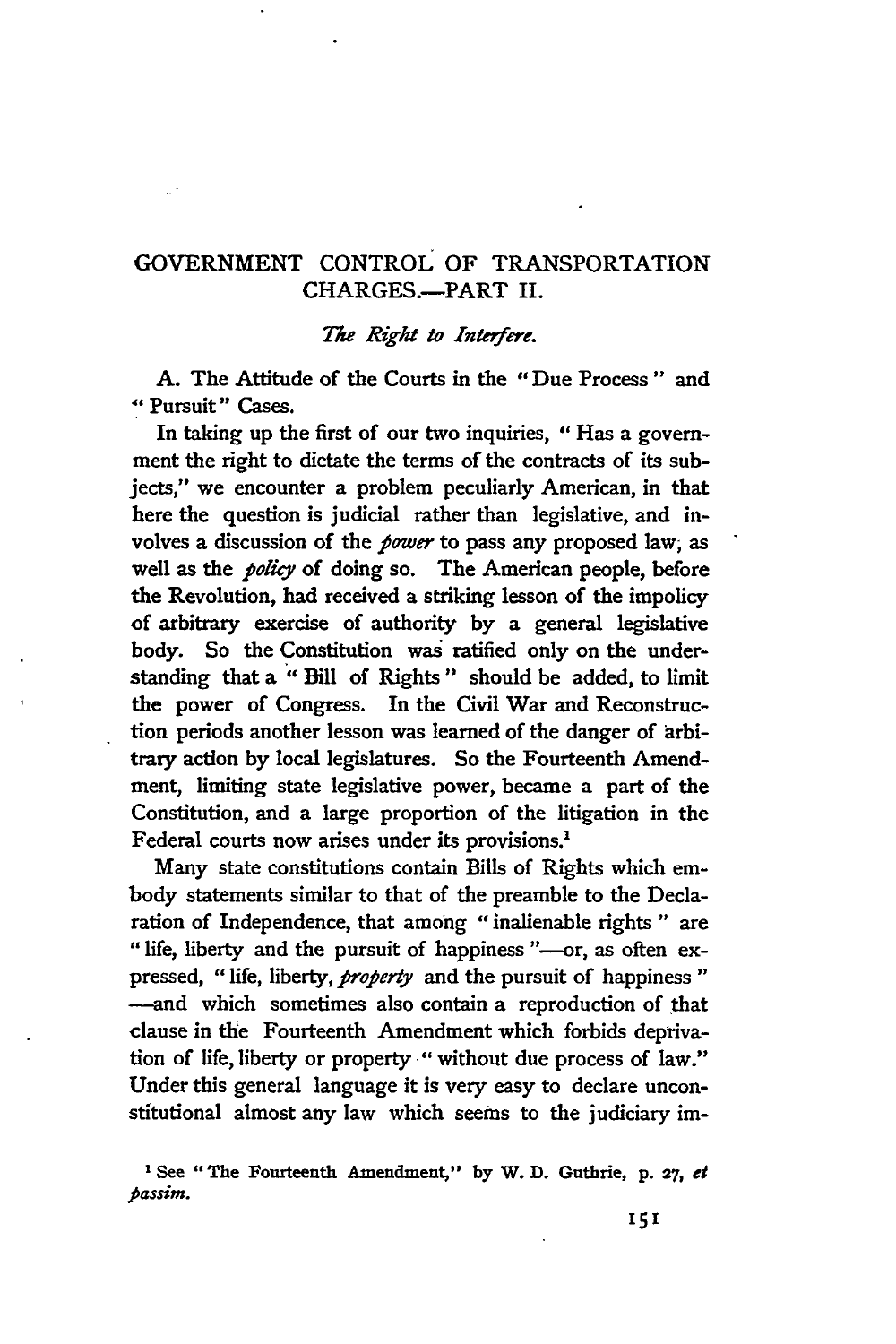# GOVERNMENT CONTROL OF TRANSPORTATION CHARGES.—PART II.

## *The Right to Interfere.*

A. The Attitude of the Courts in the "Due Process" and "Pursuit" Cases.

In taking up the first of our two inquiries, "Has a government the right to dictate the terms of the contracts of its subjects," we encounter a problem peculiarly American, in that here the question is judicial rather than legislative, and involves a discussion of the *power* to pass any proposed law, as well as the *policy* of doing so. The American people, before the Revolution, had received a striking lesson of the impolicy of arbitrary exercise of authority by a general legislative body. So the Constitution was ratified only on the understanding that a "Bill of Rights" should be added, to limit the power of Congress. In the Civil War and Reconstruction periods another lesson was learned of the danger of arbitrary action by local legislatures. So the Fourteenth Amendment, limiting state legislative power, became a part of the Constitution, and a large proportion of the litigation in the Federal courts now arises under its provisions.[1]

Many state constitutions contain Bills of Rights which embody statements similar to that of the preamble to the Declaration of Independence, that among "inalienable rights" are "life, liberty and the pursuit of happiness"—or, as often expressed, "life, liberty, *property* and the pursuit of happiness"—and which sometimes also contain a reproduction of that clause in the Fourteenth Amendment which forbids deprivation of life, liberty or property "without due process of law." Under this general language it is very easy to declare unconstitutional almost any law which seems to the judiciary im-

[1] See "The Fourteenth Amendment," by W. D. Guthrie, p. 27, *et passim.*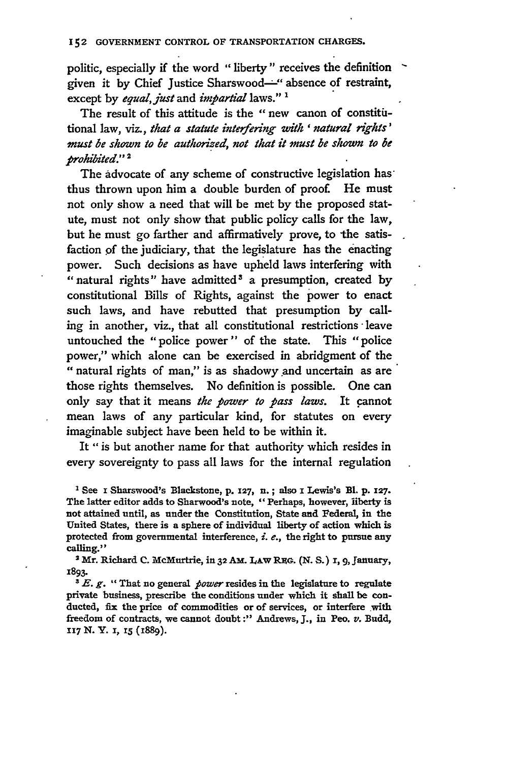politic, especially if the word "liberty" receives the definition given it by Chief Justice Sharswood—"absence of restraint, except by *equal, just* and *impartial* laws."[1]

The result of this attitude is the "new canon of constitutional law, viz., *that a statute interfering with 'natural rights' must be shown to be authorized, not that it must be shown to be prohibited.*"[2]

The advocate of any scheme of constructive legislation has thus thrown upon him a double burden of proof. He must not only show a need that will be met by the proposed statute, must not only show that public policy calls for the law, but he must go farther and affirmatively prove, to the satisfaction of the judiciary, that the legislature has the enacting power. Such decisions as have upheld laws interfering with "natural rights" have admitted[3] a presumption, created by constitutional Bills of Rights, against the power to enact such laws, and have rebutted that presumption by calling in another, viz., that all constitutional restrictions leave untouched the "police power" of the state. This "police power," which alone can be exercised in abridgment of the "natural rights of man," is as shadowy and uncertain as are those rights themselves. No definition is possible. One can only say that it means *the power to pass laws.* It cannot mean laws of any particular kind, for statutes on every imaginable subject have been held to be within it.

It "is but another name for that authority which resides in every sovereignty to pass all laws for the internal regulation

[1] See 1 Sharswood's Blackstone, p. 127, n.; also 1 Lewis's Bl. p. 127. The latter editor adds to Sharwood's note, "Perhaps, however, liberty is not attained until, as under the Constitution, State and Federal, in the United States, there is a sphere of individual liberty of action which is protected from governmental interference, *i. e.*, the right to pursue any calling."

[2] Mr. Richard C. McMurtrie, in 32 AM. LAW REG. (N. S.) 1, 9, January, 1893.

[3] *E. g.* "That no general *power* resides in the legislature to regulate private business, prescribe the conditions under which it shall be conducted, fix the price of commodities or of services, or interfere with freedom of contracts, we cannot doubt:" Andrews, J., in Peo. *v.* Budd, 117 N. Y. 1, 15 (1889).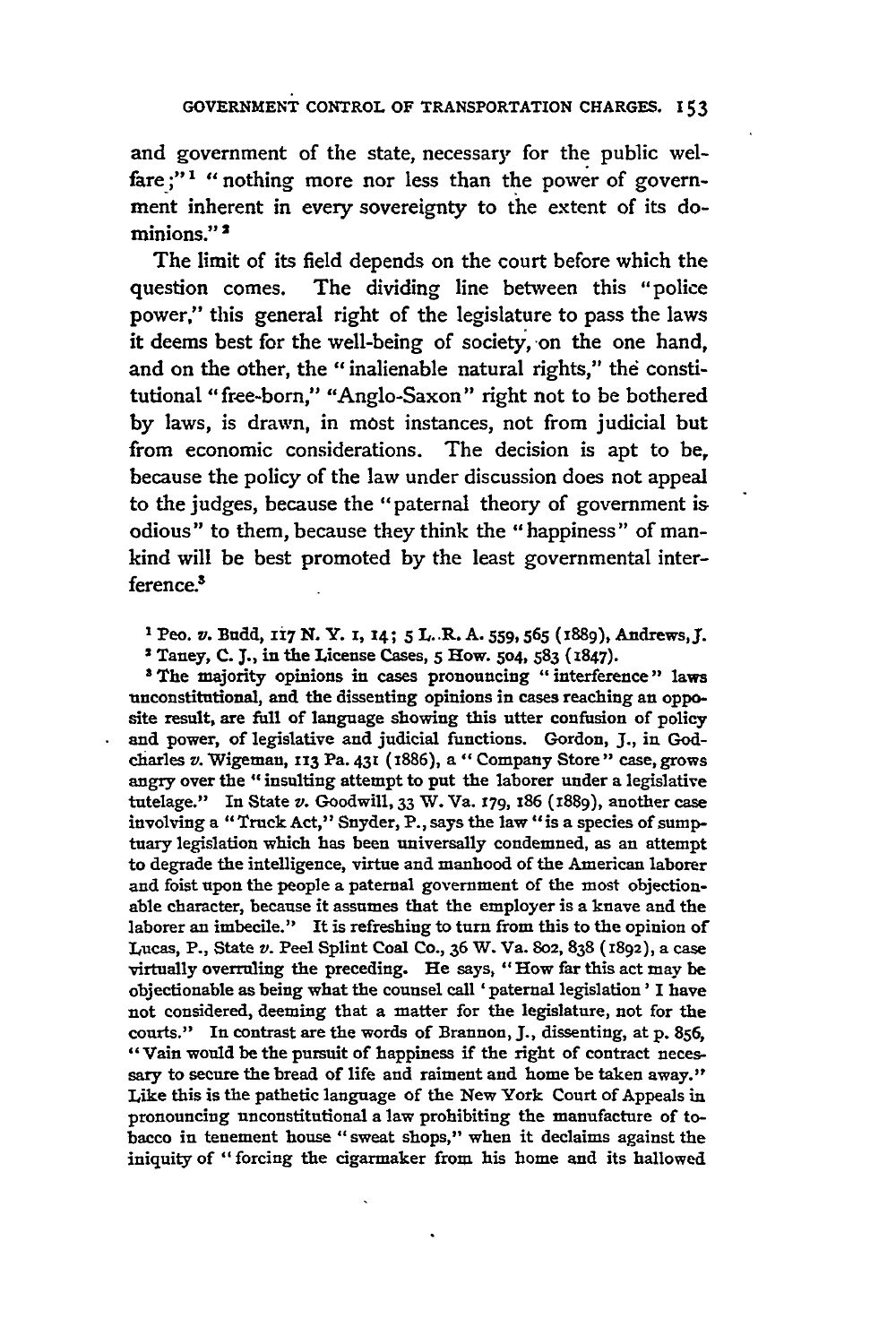and government of the state, necessary for the public welfare;"[1] "nothing more nor less than the power of government inherent in every sovereignty to the extent of its dominions."[2]

The limit of its field depends on the court before which the question comes. The dividing line between this "police power," this general right of the legislature to pass the laws it deems best for the well-being of society, on the one hand, and on the other, the "inalienable natural rights," the constitutional "free-born," "Anglo-Saxon" right not to be bothered by laws, is drawn, in most instances, not from judicial but from economic considerations. The decision is apt to be, because the policy of the law under discussion does not appeal to the judges, because the "paternal theory of government is odious" to them, because they think the "happiness" of mankind will be best promoted by the least governmental interference.[3]

[1] Peo. *v.* Budd, 117 N. Y. 1, 14; 5 L. R. A. 559, 565 (1889), Andrews, J.

[2] Taney, C. J., in the License Cases, 5 How. 504, 583 (1847).

[3] The majority opinions in cases pronouncing "interference" laws unconstitutional, and the dissenting opinions in cases reaching an opposite result, are full of language showing this utter confusion of policy and power, of legislative and judicial functions. Gordon, J., in Godcharles *v.* Wigeman, 113 Pa. 431 (1886), a "Company Store" case, grows angry over the "insulting attempt to put the laborer under a legislative tutelage." In State *v.* Goodwill, 33 W. Va. 179, 186 (1889), another case involving a "Truck Act," Snyder, P., says the law "is a species of sumptuary legislation which has been universally condemned, as an attempt to degrade the intelligence, virtue and manhood of the American laborer and foist upon the people a paternal government of the most objectionable character, because it assumes that the employer is a knave and the laborer an imbecile." It is refreshing to turn from this to the opinion of Lucas, P., State *v.* Peel Splint Coal Co., 36 W. Va. 802, 838 (1892), a case virtually overruling the preceding. He says, "How far this act may be objectionable as being what the counsel call 'paternal legislation' I have not considered, deeming that a matter for the legislature, not for the courts." In contrast are the words of Brannon, J., dissenting, at p. 856, "Vain would be the pursuit of happiness if the right of contract necessary to secure the bread of life and raiment and home be taken away." Like this is the pathetic language of the New York Court of Appeals in pronouncing unconstitutional a law prohibiting the manufacture of tobacco in tenement house "sweat shops," when it declaims against the iniquity of "forcing the cigarmaker from his home and its hallowed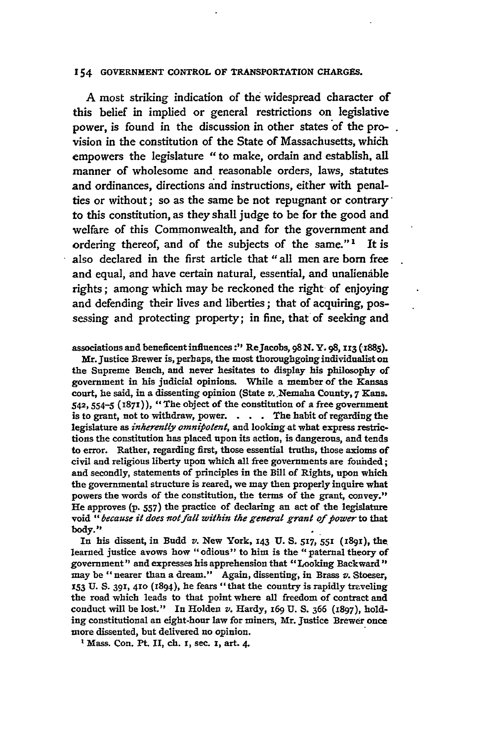A most striking indication of the widespread character of this belief in implied or general restrictions on legislative power, is found in the discussion in other states of the provision in the constitution of the State of Massachusetts, which empowers the legislature "to make, ordain and establish, all manner of wholesome and reasonable orders, laws, statutes and ordinances, directions and instructions, either with penalties or without; so as the same be not repugnant or contrary to this constitution, as they shall judge to be for the good and welfare of this Commonwealth, and for the government and ordering thereof, and of the subjects of the same."[1] It is also declared in the first article that "all men are born free and equal, and have certain natural, essential, and unalienable rights; among which may be reckoned the right of enjoying and defending their lives and liberties; that of acquiring, possessing and protecting property; in fine, that of seeking and

associations and beneficent influences:" Re Jacobs, 98 N. Y. 98, 113 (1885).

Mr. Justice Brewer is, perhaps, the most thoroughgoing individualist on the Supreme Bench, and never hesitates to display his philosophy of government in his judicial opinions. While a member of the Kansas court, he said, in a dissenting opinion (State *v.* Nemaha County, 7 Kans. 542, 554–5 (1871)), "The object of the constitution of a free government is to grant, not to withdraw, power. . . . The habit of regarding the legislature as *inherently omnipotent*, and looking at what express restrictions the constitution has placed upon its action, is dangerous, and tends to error. Rather, regarding first, those essential truths, those axioms of civil and religious liberty upon which all free governments are founded; and secondly, statements of principles in the Bill of Rights, upon which the governmental structure is reared, we may then properly inquire what powers the words of the constitution, the terms of the grant, convey." He approves (p. 557) the practice of declaring an act of the legislature void "*because it does not fall within the general grant of power* to that body."

In his dissent, in Budd *v.* New York, 143 U. S. 517, 551 (1891), the learned justice avows how "odious" to him is the "paternal theory of government" and expresses his apprehension that "Looking Backward" may be "nearer than a dream." Again, dissenting, in Brass *v.* Stoeser, 153 U. S. 391, 410 (1894), he fears "that the country is rapidly traveling the road which leads to that point where all freedom of contract and conduct will be lost." In Holden *v.* Hardy, 169 U. S. 366 (1897), holding constitutional an eight-hour law for miners, Mr. Justice Brewer once more dissented, but delivered no opinion.

[1] Mass. Con. Pt. II, ch. 1, sec. 1, art. 4.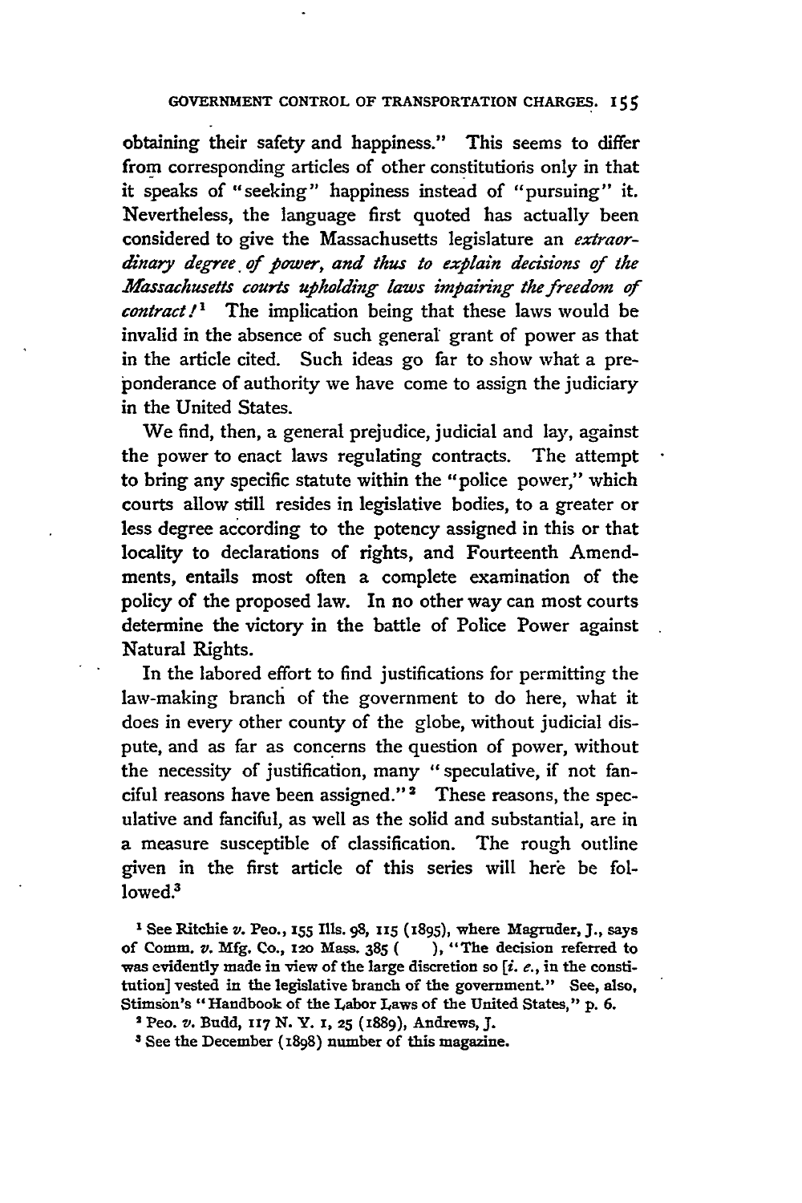obtaining their safety and happiness." This seems to differ from corresponding articles of other constitutions only in that it speaks of "seeking" happiness instead of "pursuing" it. Nevertheless, the language first quoted has actually been considered to give the Massachusetts legislature an *extraordinary degree of power, and thus to explain decisions of the Massachusetts courts upholding laws impairing the freedom of contract!*[1] The implication being that these laws would be invalid in the absence of such general grant of power as that in the article cited. Such ideas go far to show what a preponderance of authority we have come to assign the judiciary in the United States.

We find, then, a general prejudice, judicial and lay, against the power to enact laws regulating contracts. The attempt to bring any specific statute within the "police power," which courts allow still resides in legislative bodies, to a greater or less degree according to the potency assigned in this or that locality to declarations of rights, and Fourteenth Amendments, entails most often a complete examination of the policy of the proposed law. In no other way can most courts determine the victory in the battle of Police Power against Natural Rights.

In the labored effort to find justifications for permitting the law-making branch of the government to do here, what it does in every other county of the globe, without judicial dispute, and as far as concerns the question of power, without the necessity of justification, many "speculative, if not fanciful reasons have been assigned."[2] These reasons, the speculative and fanciful, as well as the solid and substantial, are in a measure susceptible of classification. The rough outline given in the first article of this series will here be followed.[3]

[1] See Ritchie *v.* Peo., 155 Ills. 98, 115 (1895), where Magruder, J., says of Comm. *v.* Mfg. Co., 120 Mass. 385 ( ), "The decision referred to was evidently made in view of the large discretion so [*i. e.*, in the constitution] vested in the legislative branch of the government." See, also, Stimson's "Handbook of the Labor Laws of the United States," p. 6.

[2] Peo. *v.* Budd, 117 N. Y. 1, 25 (1889), Andrews, J.

[3] See the December (1898) number of this magazine.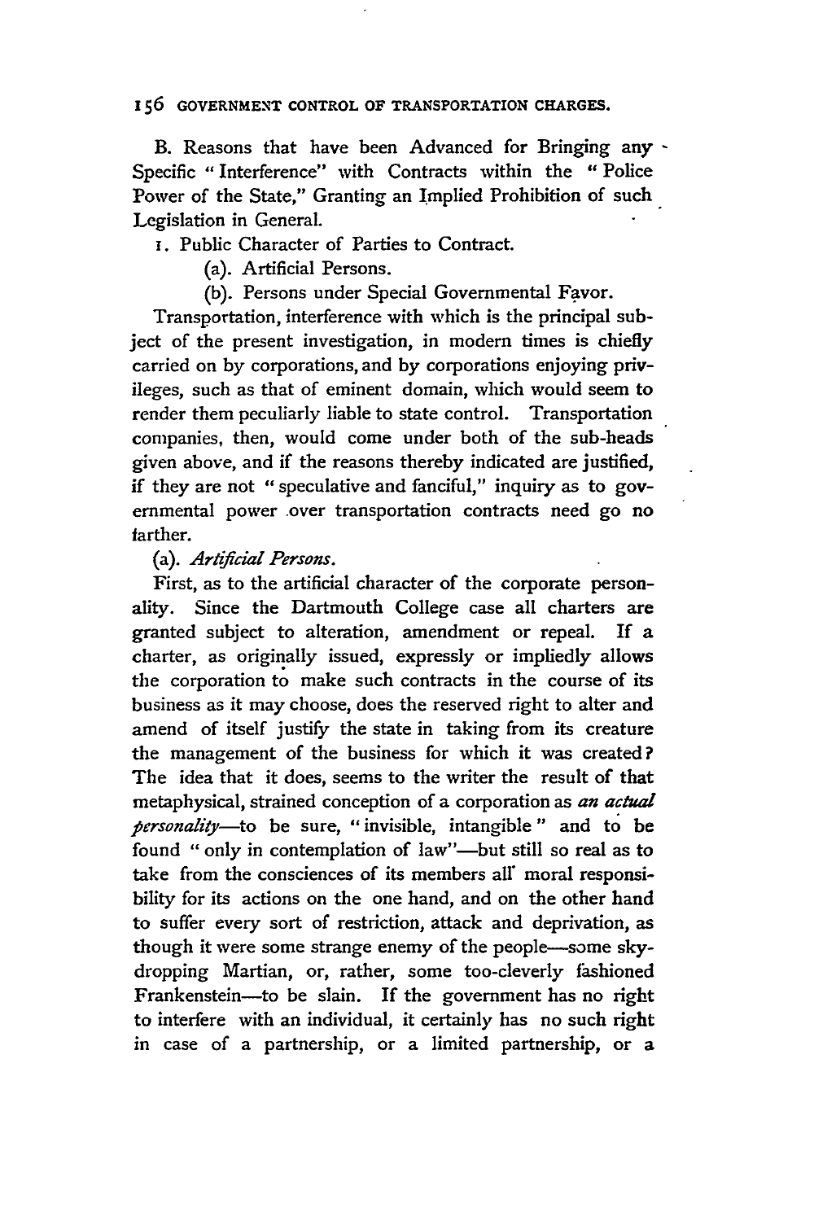B. Reasons that have been Advanced for Bringing any Specific "Interference" with Contracts within the "Police Power of the State," Granting an Implied Prohibition of such Legislation in General.

1. Public Character of Parties to Contract.

   (a). Artificial Persons.

   (b). Persons under Special Governmental Favor.

Transportation, interference with which is the principal subject of the present investigation, in modern times is chiefly carried on by corporations, and by corporations enjoying privileges, such as that of eminent domain, which would seem to render them peculiarly liable to state control. Transportation companies, then, would come under both of the sub-heads given above, and if the reasons thereby indicated are justified, if they are not "speculative and fanciful," inquiry as to governmental power over transportation contracts need go no farther.

(a). *Artificial Persons.*

First, as to the artificial character of the corporate personality. Since the Dartmouth College case all charters are granted subject to alteration, amendment or repeal. If a charter, as originally issued, expressly or impliedly allows the corporation to make such contracts in the course of its business as it may choose, does the reserved right to alter and amend of itself justify the state in taking from its creature the management of the business for which it was created? The idea that it does, seems to the writer the result of that metaphysical, strained conception of a corporation as *an actual personality*—to be sure, "invisible, intangible" and to be found "only in contemplation of law"—but still so real as to take from the consciences of its members all moral responsibility for its actions on the one hand, and on the other hand to suffer every sort of restriction, attack and deprivation, as though it were some strange enemy of the people—some sky-dropping Martian, or, rather, some too-cleverly fashioned Frankenstein—to be slain. If the government has no right to interfere with an individual, it certainly has no such right in case of a partnership, or a limited partnership, or a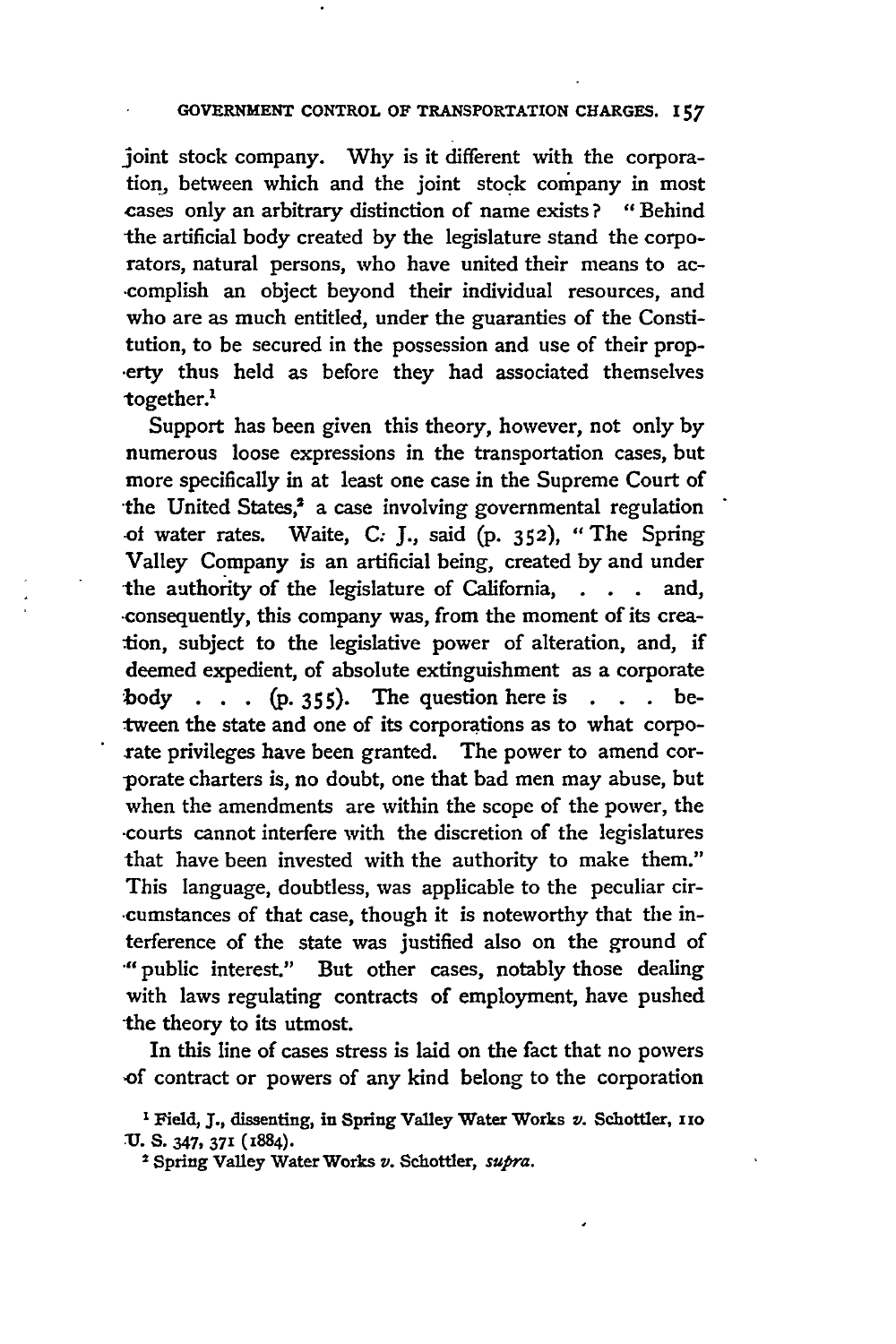joint stock company. Why is it different with the corporation, between which and the joint stock company in most cases only an arbitrary distinction of name exists? "Behind the artificial body created by the legislature stand the corporators, natural persons, who have united their means to accomplish an object beyond their individual resources, and who are as much entitled, under the guaranties of the Constitution, to be secured in the possession and use of their property thus held as before they had associated themselves together.[1]

Support has been given this theory, however, not only by numerous loose expressions in the transportation cases, but more specifically in at least one case in the Supreme Court of the United States,[2] a case involving governmental regulation of water rates. Waite, C. J., said (p. 352), "The Spring Valley Company is an artificial being, created by and under the authority of the legislature of California, . . . and, consequently, this company was, from the moment of its creation, subject to the legislative power of alteration, and, if deemed expedient, of absolute extinguishment as a corporate body . . . (p. 355). The question here is . . . between the state and one of its corporations as to what corporate privileges have been granted. The power to amend corporate charters is, no doubt, one that bad men may abuse, but when the amendments are within the scope of the power, the courts cannot interfere with the discretion of the legislatures that have been invested with the authority to make them." This language, doubtless, was applicable to the peculiar circumstances of that case, though it is noteworthy that the interference of the state was justified also on the ground of "public interest." But other cases, notably those dealing with laws regulating contracts of employment, have pushed the theory to its utmost.

In this line of cases stress is laid on the fact that no powers of contract or powers of any kind belong to the corporation

[1] Field, J., dissenting, in Spring Valley Water Works *v.* Schottler, 110 U. S. 347, 371 (1884).

[2] Spring Valley Water Works *v.* Schottler, *supra*.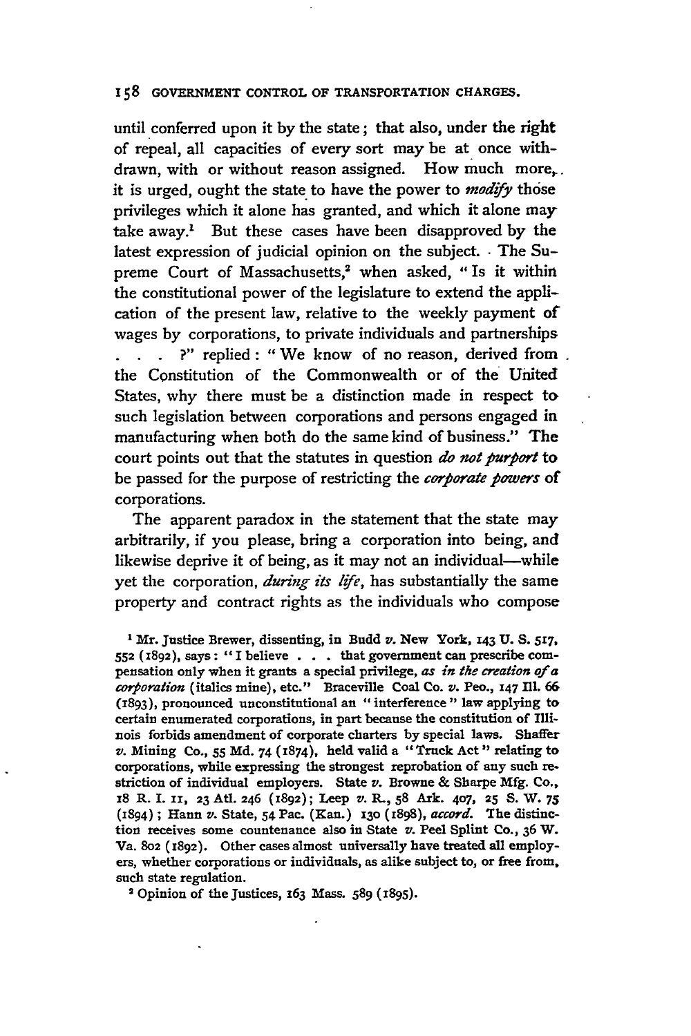until conferred upon it by the state; that also, under the right of repeal, all capacities of every sort may be at once withdrawn, with or without reason assigned. How much more, it is urged, ought the state to have the power to *modify* those privileges which it alone has granted, and which it alone may take away.[1] But these cases have been disapproved by the latest expression of judicial opinion on the subject. The Supreme Court of Massachusetts,[2] when asked, "Is it within the constitutional power of the legislature to extend the application of the present law, relative to the weekly payment of wages by corporations, to private individuals and partnerships . . . ?" replied: "We know of no reason, derived from the Constitution of the Commonwealth or of the United States, why there must be a distinction made in respect to such legislation between corporations and persons engaged in manufacturing when both do the same kind of business." The court points out that the statutes in question *do not purport* to be passed for the purpose of restricting the *corporate powers* of corporations.

The apparent paradox in the statement that the state may arbitrarily, if you please, bring a corporation into being, and likewise deprive it of being, as it may not an individual—while yet the corporation, *during its life*, has substantially the same property and contract rights as the individuals who compose

---

[1] Mr. Justice Brewer, dissenting, in Budd *v.* New York, 143 U. S. 517, 552 (1892), says: "I believe . . . that government can prescribe compensation only when it grants a special privilege, *as in the creation of a corporation* (italics mine), etc." Braceville Coal Co. *v.* Peo., 147 Ill. 66 (1893), pronounced unconstitutional an "interference" law applying to certain enumerated corporations, in part because the constitution of Illinois forbids amendment of corporate charters by special laws. Shaffer *v.* Mining Co., 55 Md. 74 (1874), held valid a "Truck Act" relating to corporations, while expressing the strongest reprobation of any such restriction of individual employers. State *v.* Browne & Sharpe Mfg. Co., 18 R. I. 11, 23 Atl. 246 (1892); Leep *v.* R., 58 Ark. 407, 25 S. W. 75 (1894); Hann *v.* State, 54 Pac. (Kan.) 130 (1898), *accord.* The distinction receives some countenance also in State *v.* Peel Splint Co., 36 W. Va. 802 (1892). Other cases almost universally have treated all employers, whether corporations or individuals, as alike subject to, or free from, such state regulation.

[2] Opinion of the Justices, 163 Mass. 589 (1895).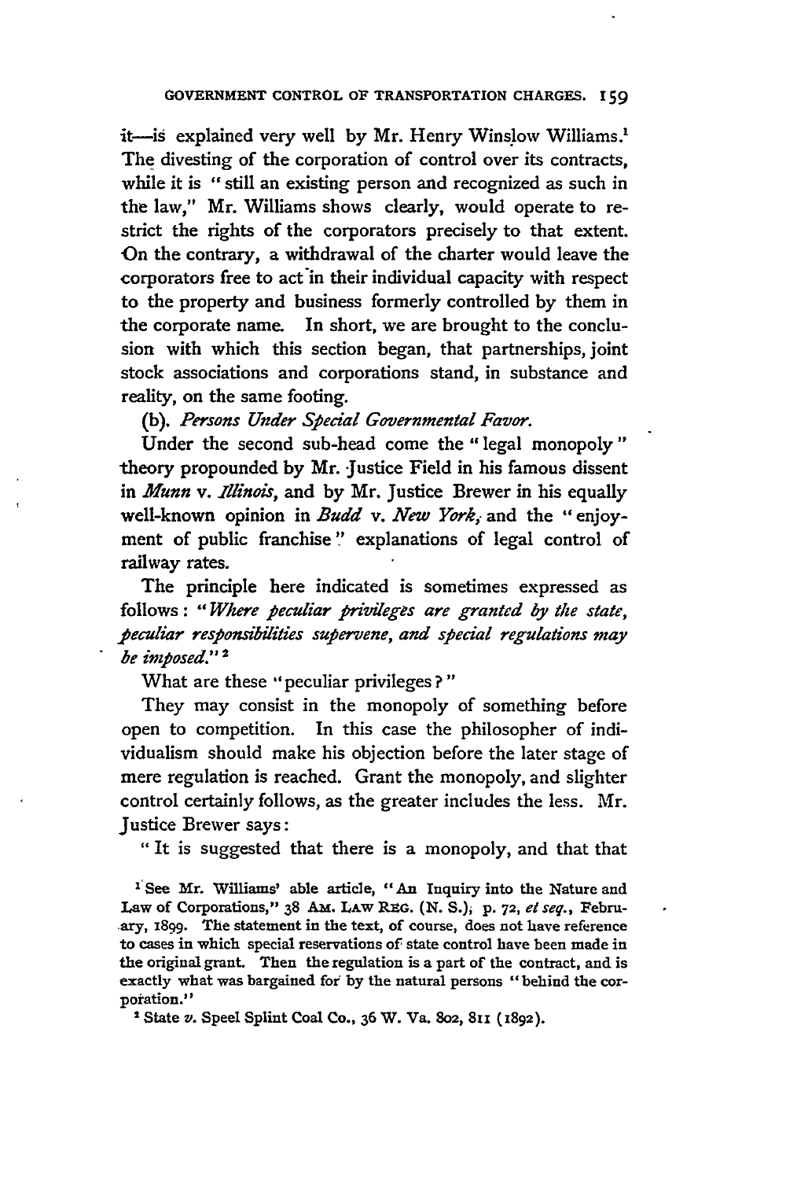it—is explained very well by Mr. Henry Winslow Williams.[1] The divesting of the corporation of control over its contracts, while it is "still an existing person and recognized as such in the law," Mr. Williams shows clearly, would operate to restrict the rights of the corporators precisely to that extent. On the contrary, a withdrawal of the charter would leave the corporators free to act in their individual capacity with respect to the property and business formerly controlled by them in the corporate name. In short, we are brought to the conclusion with which this section began, that partnerships, joint stock associations and corporations stand, in substance and reality, on the same footing.

(b). *Persons Under Special Governmental Favor.*

Under the second sub-head come the "legal monopoly" theory propounded by Mr. Justice Field in his famous dissent in *Munn* v. *Illinois*, and by Mr. Justice Brewer in his equally well-known opinion in *Budd* v. *New York*, and the "enjoyment of public franchise" explanations of legal control of railway rates.

The principle here indicated is sometimes expressed as follows: "*Where peculiar privileges are granted by the state, peculiar responsibilities supervene, and special regulations may be imposed.*"[2]

What are these "peculiar privileges?"

They may consist in the monopoly of something before open to competition. In this case the philosopher of individualism should make his objection before the later stage of mere regulation is reached. Grant the monopoly, and slighter control certainly follows, as the greater includes the less. Mr. Justice Brewer says:

"It is suggested that there is a monopoly, and that that

[1] See Mr. Williams' able article, "An Inquiry into the Nature and Law of Corporations," 38 AM. LAW REG. (N. S.), p. 72, *et seq.*, February, 1899. The statement in the text, of course, does not have reference to cases in which special reservations of state control have been made in the original grant. Then the regulation is a part of the contract, and is exactly what was bargained for by the natural persons "behind the corporation."

[2] State *v.* Speel Splint Coal Co., 36 W. Va. 802, 811 (1892).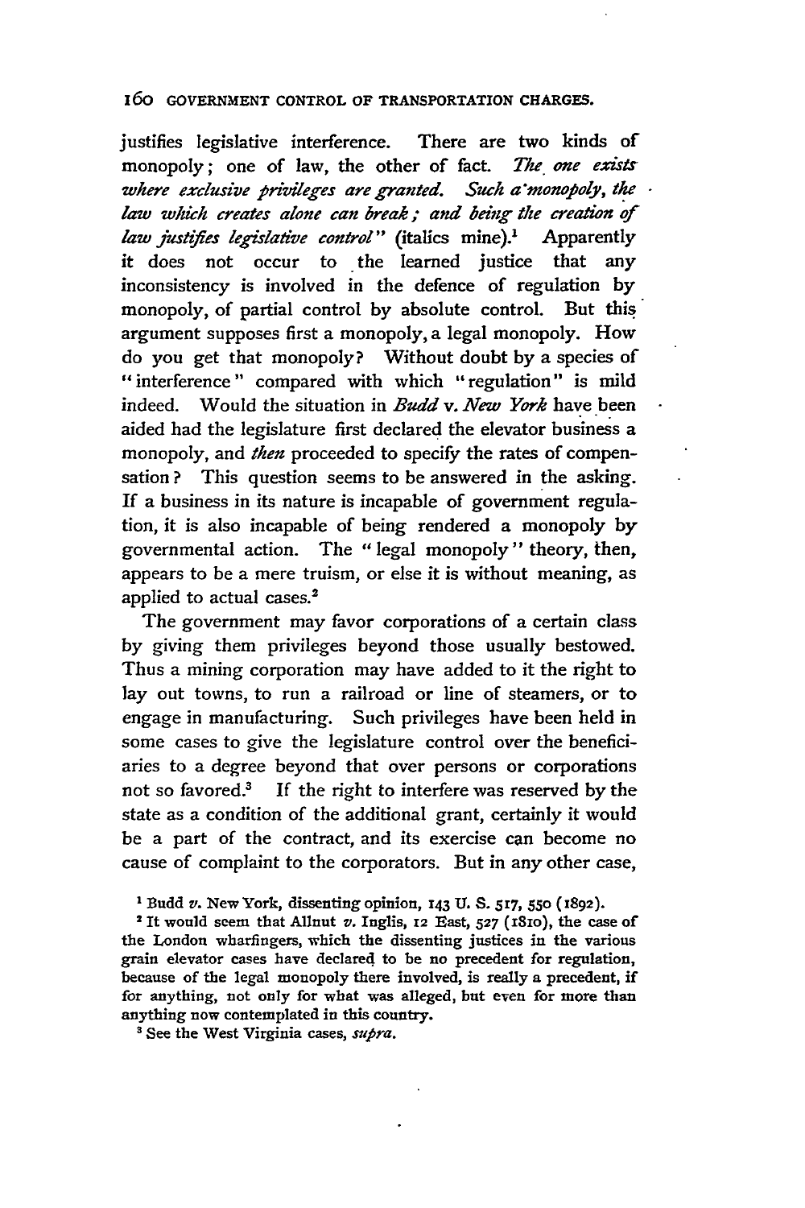justifies legislative interference. There are two kinds of monopoly; one of law, the other of fact. *The one exists where exclusive privileges are granted. Such a monopoly, the law which creates alone can break; and being the creation of law justifies legislative control*" (italics mine).[1] Apparently it does not occur to the learned justice that any inconsistency is involved in the defence of regulation by monopoly, of partial control by absolute control. But this argument supposes first a monopoly, a legal monopoly. How do you get that monopoly? Without doubt by a species of "interference" compared with which "regulation" is mild indeed. Would the situation in *Budd* v. *New York* have been aided had the legislature first declared the elevator business a monopoly, and *then* proceeded to specify the rates of compensation? This question seems to be answered in the asking. If a business in its nature is incapable of government regulation, it is also incapable of being rendered a monopoly by governmental action. The "legal monopoly" theory, then, appears to be a mere truism, or else it is without meaning, as applied to actual cases.[2]

The government may favor corporations of a certain class by giving them privileges beyond those usually bestowed. Thus a mining corporation may have added to it the right to lay out towns, to run a railroad or line of steamers, or to engage in manufacturing. Such privileges have been held in some cases to give the legislature control over the beneficiaries to a degree beyond that over persons or corporations not so favored.[3] If the right to interfere was reserved by the state as a condition of the additional grant, certainly it would be a part of the contract, and its exercise can become no cause of complaint to the corporators. But in any other case,

[1] Budd *v.* New York, dissenting opinion, 143 U. S. 517, 550 (1892).

[2] It would seem that Allnut *v.* Inglis, 12 East, 527 (1810), the case of the London wharfingers, which the dissenting justices in the various grain elevator cases have declared to be no precedent for regulation, because of the legal monopoly there involved, is really a precedent, if for anything, not only for what was alleged, but even for more than anything now contemplated in this country.

[3] See the West Virginia cases, *supra.*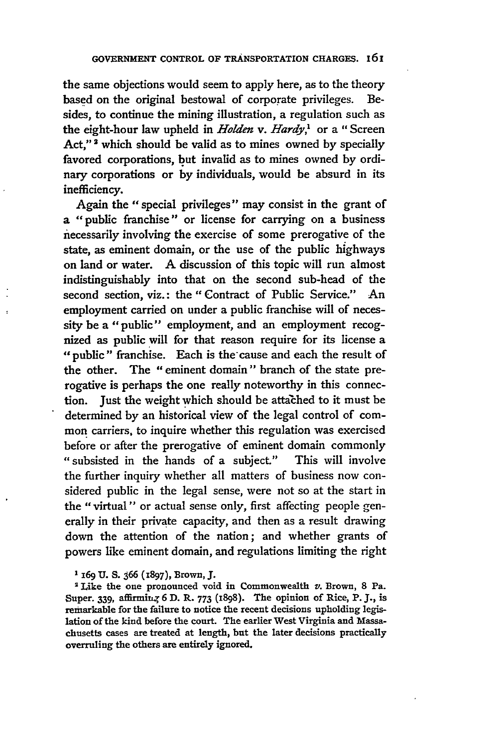the same objections would seem to apply here, as to the theory based on the original bestowal of corporate privileges. Besides, to continue the mining illustration, a regulation such as the eight-hour law upheld in *Holden* v. *Hardy*,[1] or a "Screen Act,"[2] which should be valid as to mines owned by specially favored corporations, but invalid as to mines owned by ordinary corporations or by individuals, would be absurd in its inefficiency.

Again the "special privileges" may consist in the grant of a "public franchise" or license for carrying on a business necessarily involving the exercise of some prerogative of the state, as eminent domain, or the use of the public highways on land or water. A discussion of this topic will run almost indistinguishably into that on the second sub-head of the second section, viz.: the "Contract of Public Service." An employment carried on under a public franchise will of necessity be a "public" employment, and an employment recognized as public will for that reason require for its license a "public" franchise. Each is the cause and each the result of the other. The "eminent domain" branch of the state prerogative is perhaps the one really noteworthy in this connection. Just the weight which should be attached to it must be determined by an historical view of the legal control of common carriers, to inquire whether this regulation was exercised before or after the prerogative of eminent domain commonly "subsisted in the hands of a subject." This will involve the further inquiry whether all matters of business now considered public in the legal sense, were not so at the start in the "virtual" or actual sense only, first affecting people generally in their private capacity, and then as a result drawing down the attention of the nation; and whether grants of powers like eminent domain, and regulations limiting the right

[1] 169 U. S. 366 (1897), Brown, J.

[2] Like the one pronounced void in Commonwealth *v.* Brown, 8 Pa. Super. 339, affirming 6 D. R. 773 (1898). The opinion of Rice, P. J., is remarkable for the failure to notice the recent decisions upholding legislation of the kind before the court. The earlier West Virginia and Massachusetts cases are treated at length, but the later decisions practically overruling the others are entirely ignored.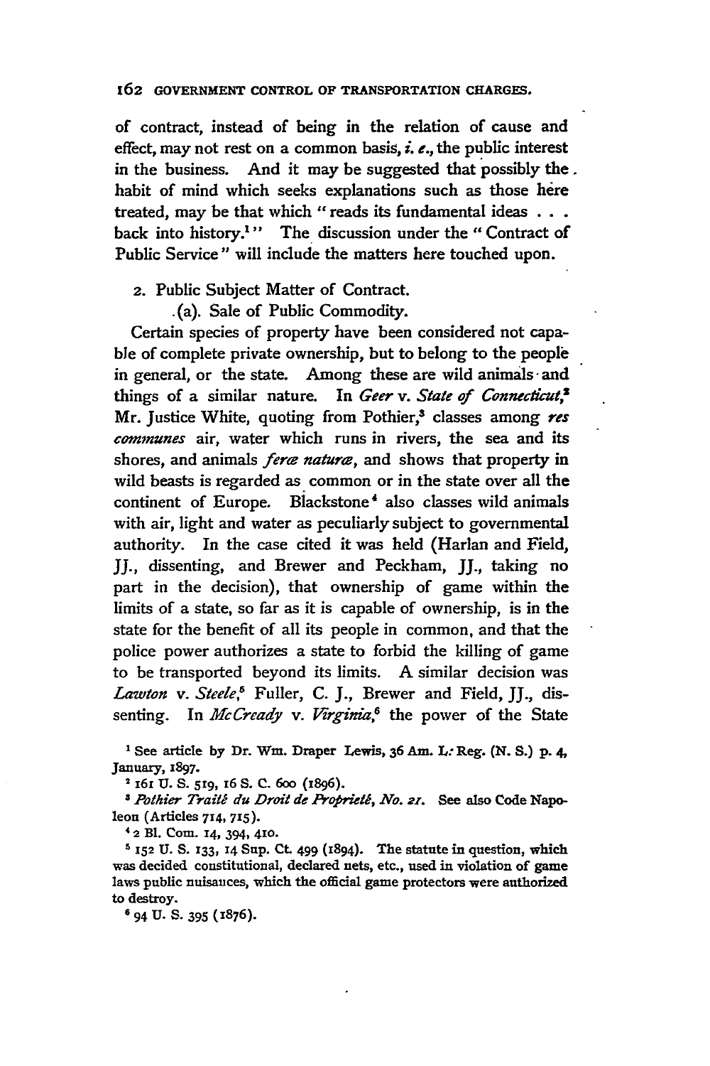of contract, instead of being in the relation of cause and effect, may not rest on a common basis, *i. e.*, the public interest in the business. And it may be suggested that possibly the habit of mind which seeks explanations such as those here treated, may be that which "reads its fundamental ideas . . . back into history.[1]" The discussion under the "Contract of Public Service" will include the matters here touched upon.

2. Public Subject Matter of Contract.

(a). Sale of Public Commodity.

Certain species of property have been considered not capable of complete private ownership, but to belong to the people in general, or the state. Among these are wild animals and things of a similar nature. In *Geer* v. *State of Connecticut*,[2] Mr. Justice White, quoting from Pothier,[3] classes among *res communes* air, water which runs in rivers, the sea and its shores, and animals *feræ naturæ*, and shows that property in wild beasts is regarded as common or in the state over all the continent of Europe. Blackstone[4] also classes wild animals with air, light and water as peculiarly subject to governmental authority. In the case cited it was held (Harlan and Field, JJ., dissenting, and Brewer and Peckham, JJ., taking no part in the decision), that ownership of game within the limits of a state, so far as it is capable of ownership, is in the state for the benefit of all its people in common, and that the police power authorizes a state to forbid the killing of game to be transported beyond its limits. A similar decision was *Lawton* v. *Steele*,[5] Fuller, C. J., Brewer and Field, JJ., dissenting. In *McCready* v. *Virginia*,[6] the power of the State

[1] See article by Dr. Wm. Draper Lewis, 36 Am. L. Reg. (N. S.) p. 4, January, 1897.

[2] 161 U. S. 519, 16 S. C. 600 (1896).

[3] *Pothier Traité du Droit de Propriété, No. 21.* See also Code Napoleon (Articles 714, 715).

[4] 2 Bl. Com. 14, 394, 410.

[5] 152 U. S. 133, 14 Sup. Ct. 499 (1894). The statute in question, which was decided constitutional, declared nets, etc., used in violation of game laws public nuisances, which the official game protectors were authorized to destroy.

[6] 94 U. S. 395 (1876).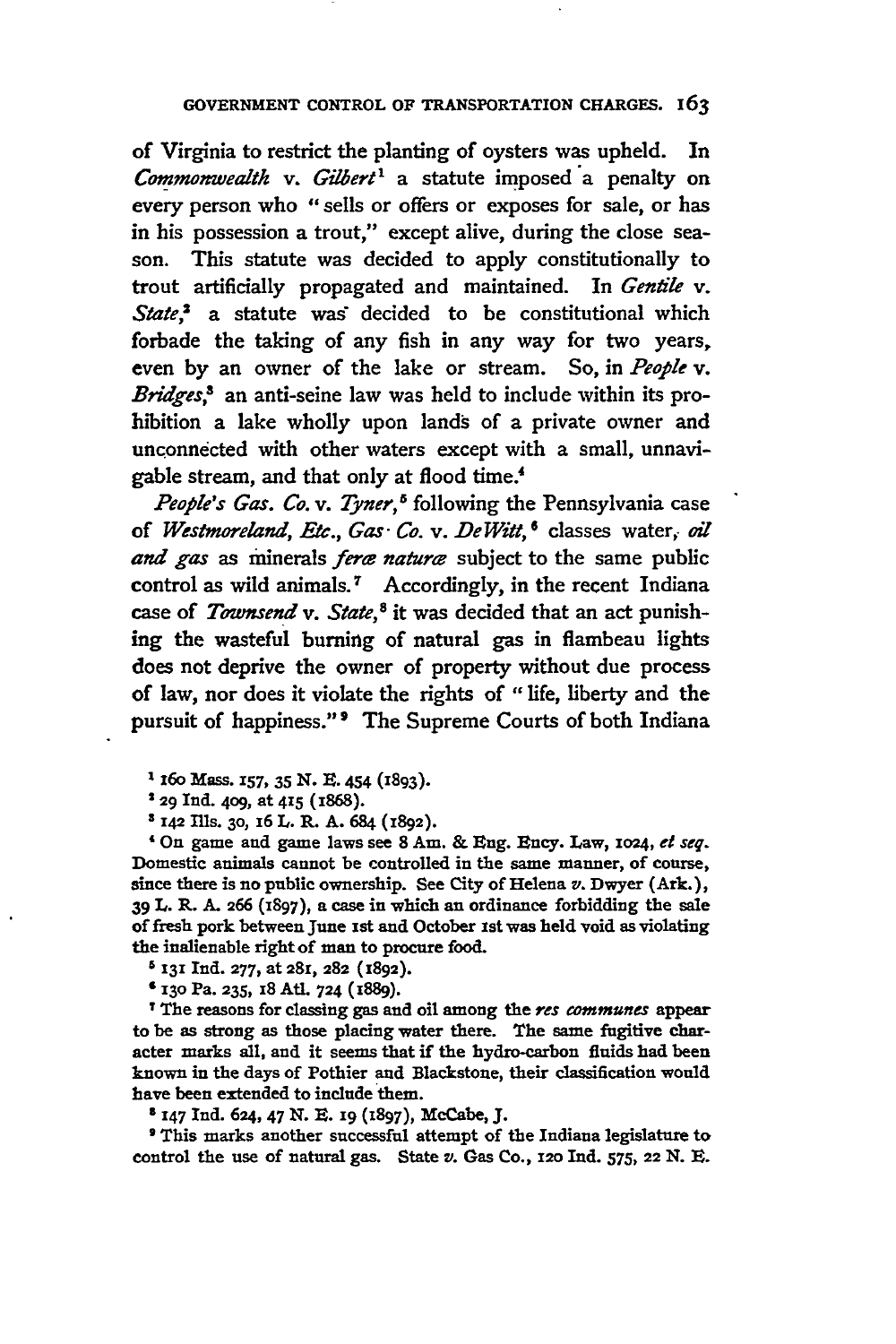of Virginia to restrict the planting of oysters was upheld. In *Commonwealth* v. *Gilbert*[1] a statute imposed a penalty on every person who "sells or offers or exposes for sale, or has in his possession a trout," except alive, during the close season. This statute was decided to apply constitutionally to trout artificially propagated and maintained. In *Gentile* v. *State*,[2] a statute was decided to be constitutional which forbade the taking of any fish in any way for two years, even by an owner of the lake or stream. So, in *People* v. *Bridges*,[3] an anti-seine law was held to include within its prohibition a lake wholly upon lands of a private owner and unconnected with other waters except with a small, unnavigable stream, and that only at flood time.[4]

*People's Gas. Co.* v. *Tyner*,[5] following the Pennsylvania case of *Westmoreland, Etc., Gas Co.* v. *DeWitt*,[6] classes water, *oil and gas* as minerals *feræ naturæ* subject to the same public control as wild animals.[7] Accordingly, in the recent Indiana case of *Townsend* v. *State*,[8] it was decided that an act punishing the wasteful burning of natural gas in flambeau lights does not deprive the owner of property without due process of law, nor does it violate the rights of "life, liberty and the pursuit of happiness."[9] The Supreme Courts of both Indiana

[1] 160 Mass. 157, 35 N. E. 454 (1893).

[2] 29 Ind. 409, at 415 (1868).

[3] 142 Ills. 30, 16 L. R. A. 684 (1892).

[4] On game and game laws see 8 Am. & Eng. Ency. Law, 1024, *et seq.* Domestic animals cannot be controlled in the same manner, of course, since there is no public ownership. See City of Helena *v.* Dwyer (Ark.), 39 L. R. A. 266 (1897), a case in which an ordinance forbidding the sale of fresh pork between June 1st and October 1st was held void as violating the inalienable right of man to procure food.

[5] 131 Ind. 277, at 281, 282 (1892).

[6] 130 Pa. 235, 18 Atl. 724 (1889).

[7] The reasons for classing gas and oil among the *res communes* appear to be as strong as those placing water there. The same fugitive character marks all, and it seems that if the hydro-carbon fluids had been known in the days of Pothier and Blackstone, their classification would have been extended to include them.

[8] 147 Ind. 624, 47 N. E. 19 (1897), McCabe, J.

[9] This marks another successful attempt of the Indiana legislature to control the use of natural gas. State *v.* Gas Co., 120 Ind. 575, 22 N. E.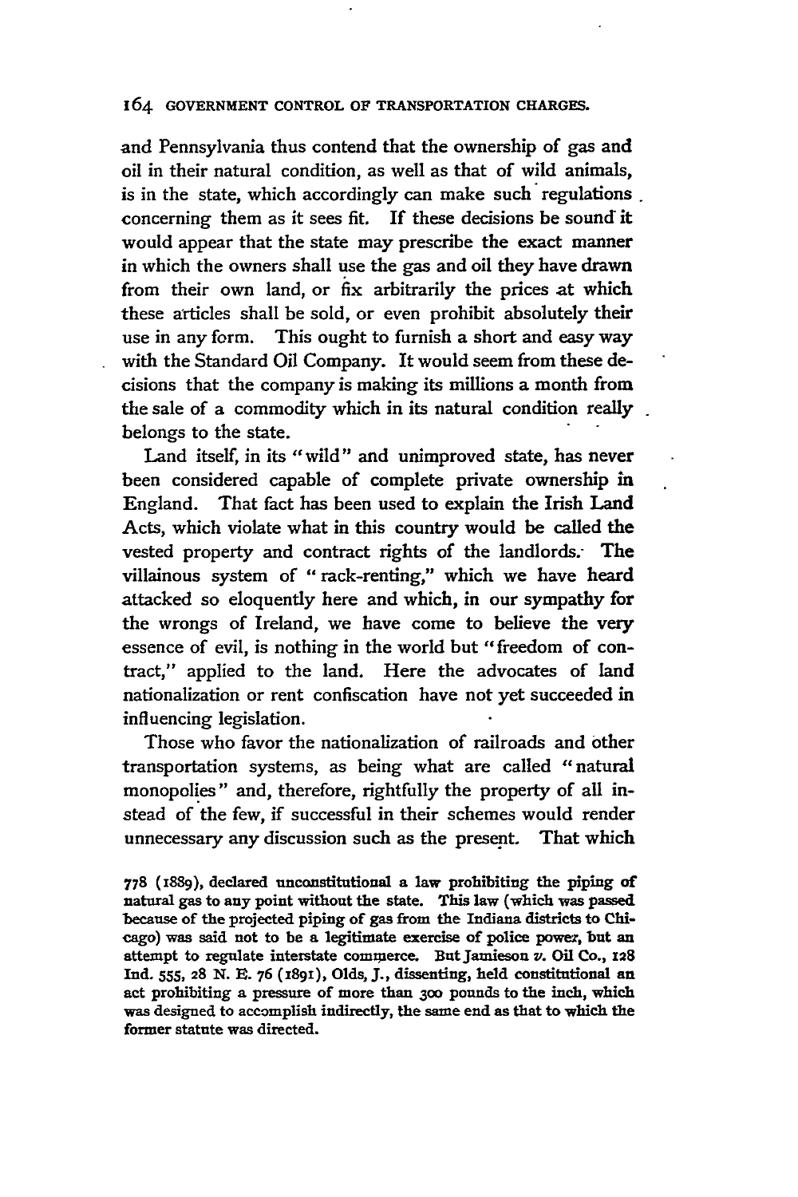and Pennsylvania thus contend that the ownership of gas and oil in their natural condition, as well as that of wild animals, is in the state, which accordingly can make such regulations concerning them as it sees fit. If these decisions be sound it would appear that the state may prescribe the exact manner in which the owners shall use the gas and oil they have drawn from their own land, or fix arbitrarily the prices at which these articles shall be sold, or even prohibit absolutely their use in any form. This ought to furnish a short and easy way with the Standard Oil Company. It would seem from these decisions that the company is making its millions a month from the sale of a commodity which in its natural condition really belongs to the state.

Land itself, in its "wild" and unimproved state, has never been considered capable of complete private ownership in England. That fact has been used to explain the Irish Land Acts, which violate what in this country would be called the vested property and contract rights of the landlords. The villainous system of "rack-renting," which we have heard attacked so eloquently here and which, in our sympathy for the wrongs of Ireland, we have come to believe the very essence of evil, is nothing in the world but "freedom of contract," applied to the land. Here the advocates of land nationalization or rent confiscation have not yet succeeded in influencing legislation.

Those who favor the nationalization of railroads and other transportation systems, as being what are called "natural monopolies" and, therefore, rightfully the property of all instead of the few, if successful in their schemes would render unnecessary any discussion such as the present. That which

778 (1889), declared unconstitutional a law prohibiting the piping of natural gas to any point without the state. This law (which was passed because of the projected piping of gas from the Indiana districts to Chicago) was said not to be a legitimate exercise of police power, but an attempt to regulate interstate commerce. But Jamieson *v.* Oil Co., 128 Ind. 555, 28 N. E. 76 (1891), Olds, J., dissenting, held constitutional an act prohibiting a pressure of more than 300 pounds to the inch, which was designed to accomplish indirectly, the same end as that to which the former statute was directed.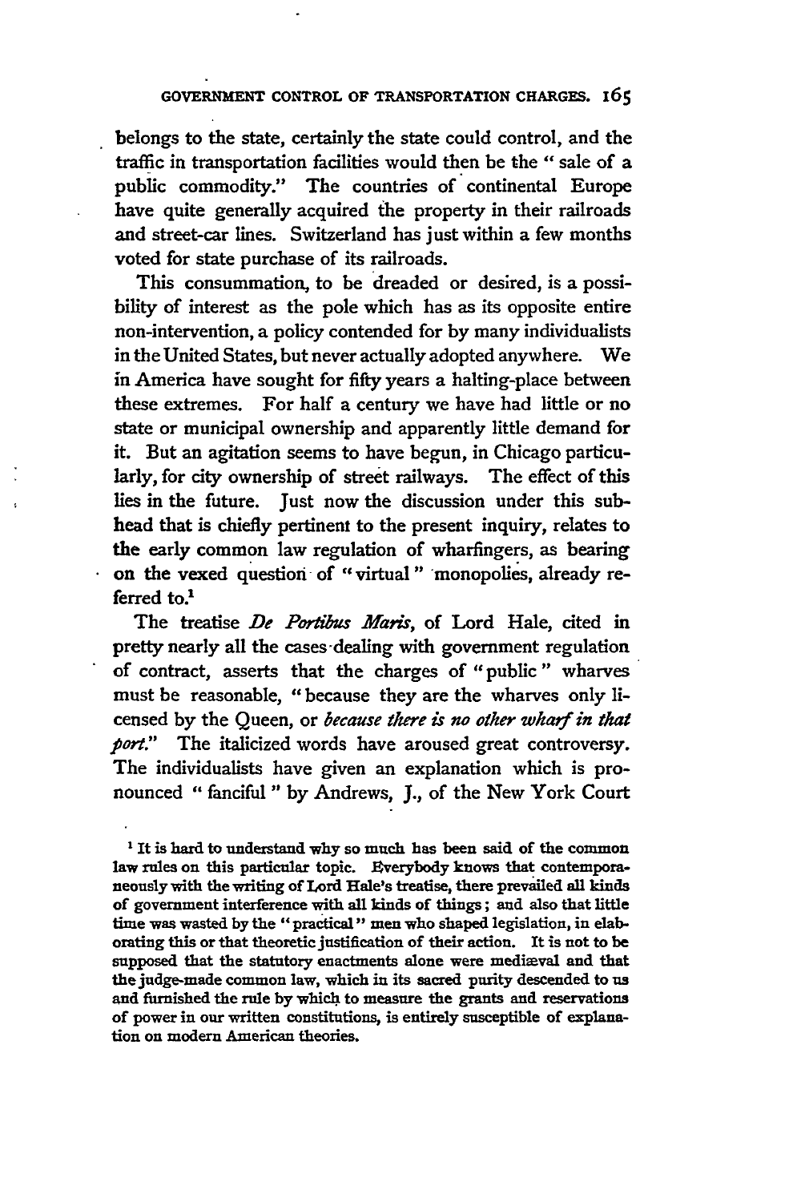belongs to the state, certainly the state could control, and the traffic in transportation facilities would then be the "sale of a public commodity." The countries of continental Europe have quite generally acquired the property in their railroads and street-car lines. Switzerland has just within a few months voted for state purchase of its railroads.

This consummation, to be dreaded or desired, is a possibility of interest as the pole which has as its opposite entire non-intervention, a policy contended for by many individualists in the United States, but never actually adopted anywhere. We in America have sought for fifty years a halting-place between these extremes. For half a century we have had little or no state or municipal ownership and apparently little demand for it. But an agitation seems to have begun, in Chicago particularly, for city ownership of street railways. The effect of this lies in the future. Just now the discussion under this subhead that is chiefly pertinent to the present inquiry, relates to the early common law regulation of wharfingers, as bearing on the vexed question of "virtual" monopolies, already referred to.[1]

The treatise *De Portibus Maris*, of Lord Hale, cited in pretty nearly all the cases dealing with government regulation of contract, asserts that the charges of "public" wharves must be reasonable, "because they are the wharves only licensed by the Queen, or *because there is no other wharf in that port*." The italicized words have aroused great controversy. The individualists have given an explanation which is pronounced "fanciful" by Andrews, J., of the New York Court

[1] It is hard to understand why so much has been said of the common law rules on this particular topic. Everybody knows that contemporaneously with the writing of Lord Hale's treatise, there prevailed all kinds of government interference with all kinds of things; and also that little time was wasted by the "practical" men who shaped legislation, in elaborating this or that theoretic justification of their action. It is not to be supposed that the statutory enactments alone were mediæval and that the judge-made common law, which in its sacred purity descended to us and furnished the rule by which to measure the grants and reservations of power in our written constitutions, is entirely susceptible of explanation on modern American theories.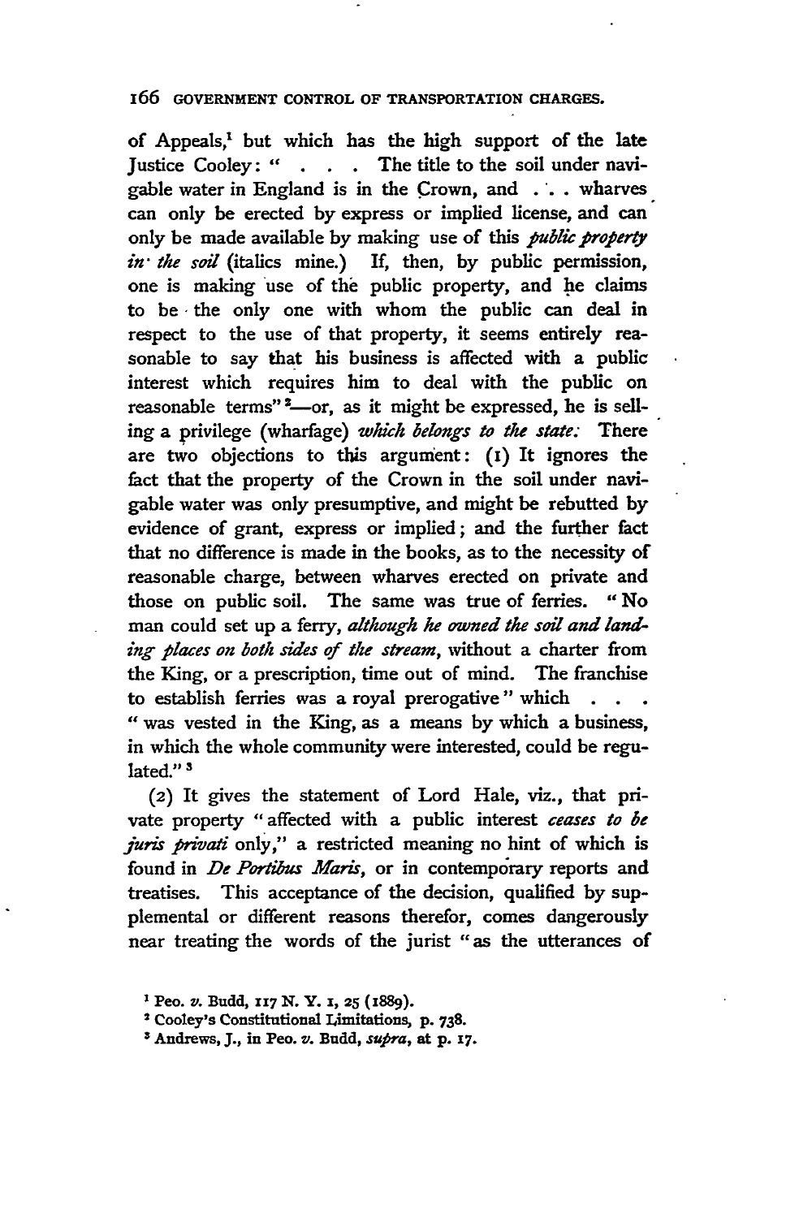of Appeals,[1] but which has the high support of the late Justice Cooley: " . . . The title to the soil under navigable water in England is in the Crown, and . . . wharves can only be erected by express or implied license, and can only be made available by making use of this *public property in the soil* (italics mine.) If, then, by public permission, one is making use of the public property, and he claims to be the only one with whom the public can deal in respect to the use of that property, it seems entirely reasonable to say that his business is affected with a public interest which requires him to deal with the public on reasonable terms"[2]—or, as it might be expressed, he is selling a privilege (wharfage) *which belongs to the state.* There are two objections to this argument: (1) It ignores the fact that the property of the Crown in the soil under navigable water was only presumptive, and might be rebutted by evidence of grant, express or implied; and the further fact that no difference is made in the books, as to the necessity of reasonable charge, between wharves erected on private and those on public soil. The same was true of ferries. "No man could set up a ferry, *although he owned the soil and landing places on both sides of the stream*, without a charter from the King, or a prescription, time out of mind. The franchise to establish ferries was a royal prerogative" which . . . "was vested in the King, as a means by which a business, in which the whole community were interested, could be regulated."[3]

(2) It gives the statement of Lord Hale, viz., that private property "affected with a public interest *ceases to be juris privati* only," a restricted meaning no hint of which is found in *De Portibus Maris*, or in contemporary reports and treatises. This acceptance of the decision, qualified by supplemental or different reasons therefor, comes dangerously near treating the words of the jurist "as the utterances of

[1] Peo. *v.* Budd, 117 N. Y. 1, 25 (1889).

[2] Cooley's Constitutional Limitations, p. 738.

[3] Andrews, J., in Peo. *v.* Budd, *supra*, at p. 17.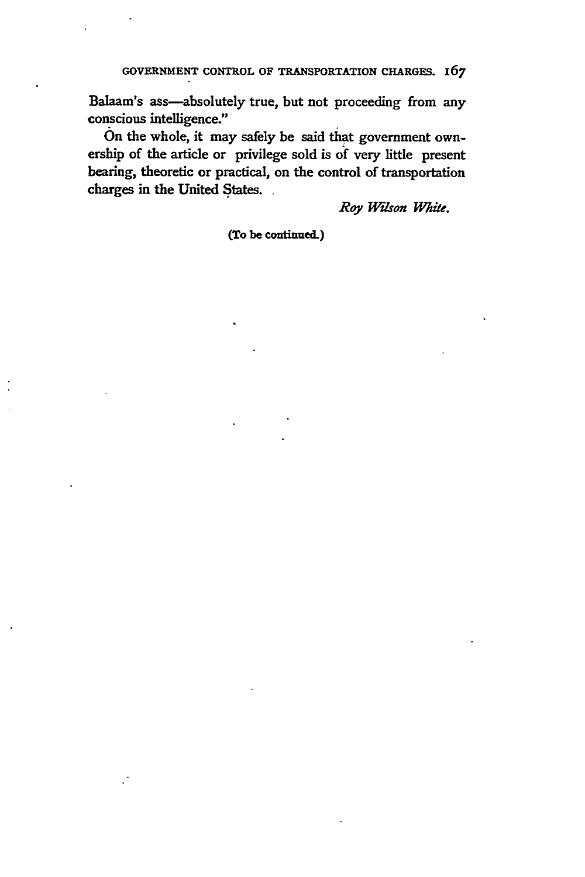Balaam's ass—absolutely true, but not proceeding from any conscious intelligence."

On the whole, it may safely be said that government ownership of the article or privilege sold is of very little present bearing, theoretic or practical, on the control of transportation charges in the United States.

*Roy Wilson White.*

(To be continued.)